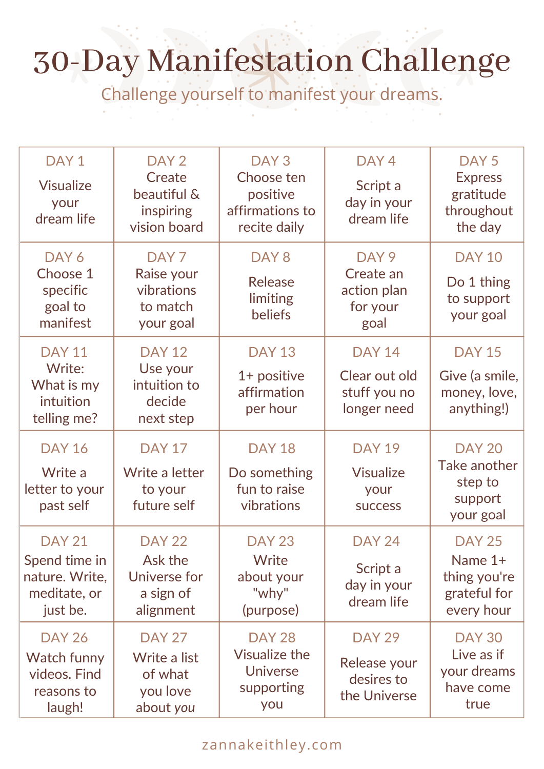# 30-Day Manifestation Challenge

Challenge yourself to manifest your dreams.

| | | | | |
|---|---|---|---|---|
| DAY 1 Visualize your dream life | DAY 2 Create beautiful & inspiring vision board | DAY 3 Choose ten positive affirmations to recite daily | DAY 4 Script a day in your dream life | DAY 5 Express gratitude throughout the day |
| DAY 6 Choose 1 specific goal to manifest | DAY 7 Raise your vibrations to match your goal | DAY 8 Release limiting beliefs | DAY 9 Create an action plan for your goal | DAY 10 Do 1 thing to support your goal |
| DAY 11 Write: What is my intuition telling me? | DAY 12 Use your intuition to decide next step | DAY 13 1+ positive affirmation per hour | DAY 14 Clear out old stuff you no longer need | DAY 15 Give (a smile, money, love, anything!) |
| DAY 16 Write a letter to your past self | DAY 17 Write a letter to your future self | DAY 18 Do something fun to raise vibrations | DAY 19 Visualize your success | DAY 20 Take another step to support your goal |
| DAY 21 Spend time in nature. Write, meditate, or just be. | DAY 22 Ask the Universe for a sign of alignment | DAY 23 Write about your "why" (purpose) | DAY 24 Script a day in your dream life | DAY 25 Name 1+ thing you're grateful for every hour |
| DAY 26 Watch funny videos. Find reasons to laugh! | DAY 27 Write a list of what you love about *you* | DAY 28 Visualize the Universe supporting you | DAY 29 Release your desires to the Universe | DAY 30 Live as if your dreams have come true |

zannakeithley.com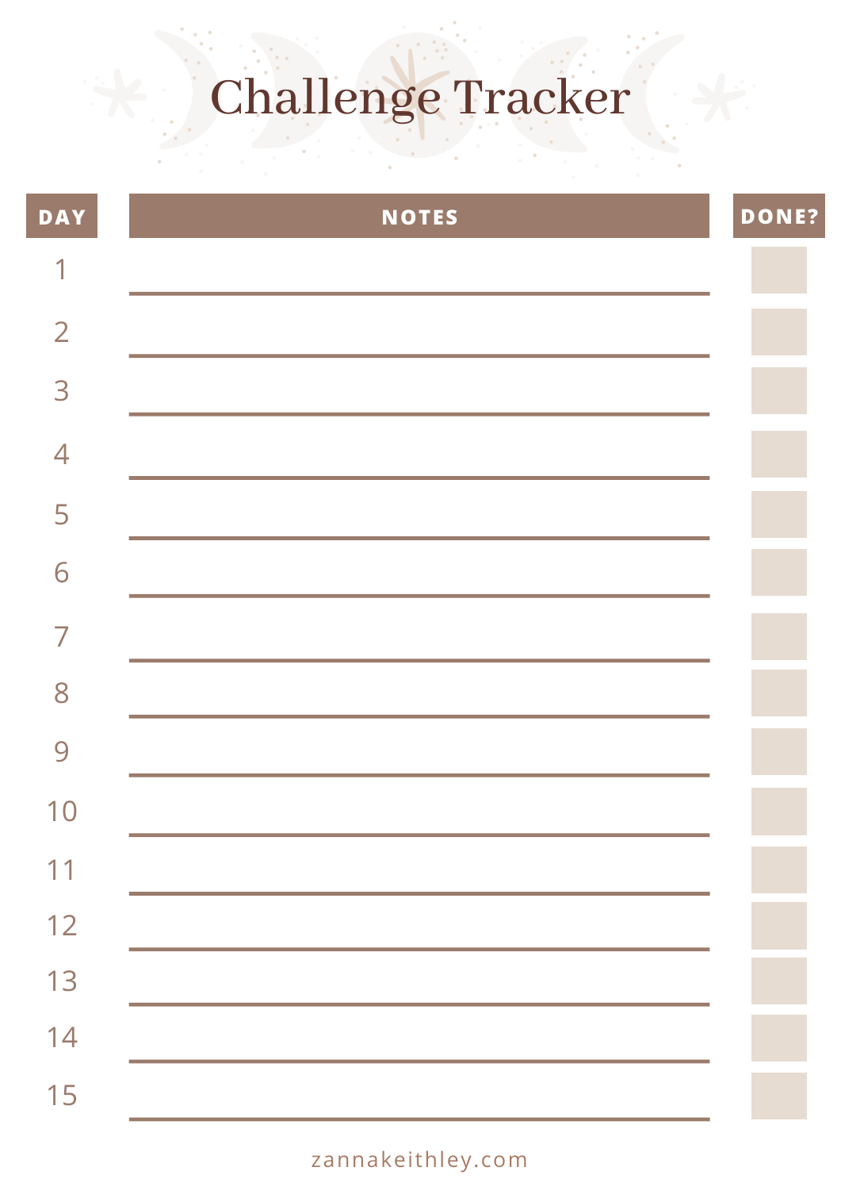# Challenge Tracker

| DAY | NOTES | DONE? |
|---|---|---|
| 1 | | |
| 2 | | |
| 3 | | |
| 4 | | |
| 5 | | |
| 6 | | |
| 7 | | |
| 8 | | |
| 9 | | |
| 10 | | |
| 11 | | |
| 12 | | |
| 13 | | |
| 14 | | |
| 15 | | |

zannakeithley.com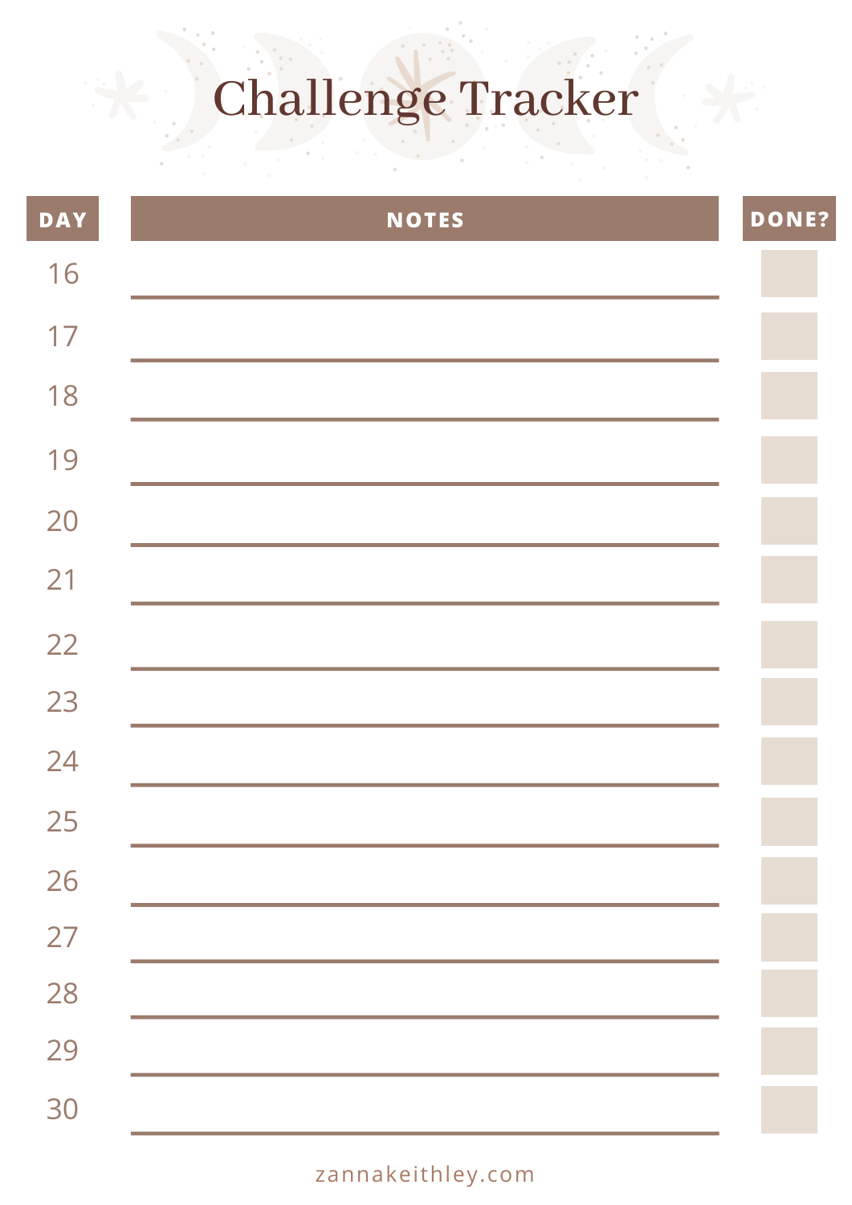# Challenge Tracker

| DAY | NOTES | DONE? |
|---|---|---|
| 16 | | |
| 17 | | |
| 18 | | |
| 19 | | |
| 20 | | |
| 21 | | |
| 22 | | |
| 23 | | |
| 24 | | |
| 25 | | |
| 26 | | |
| 27 | | |
| 28 | | |
| 29 | | |
| 30 | | |

zannakeithley.com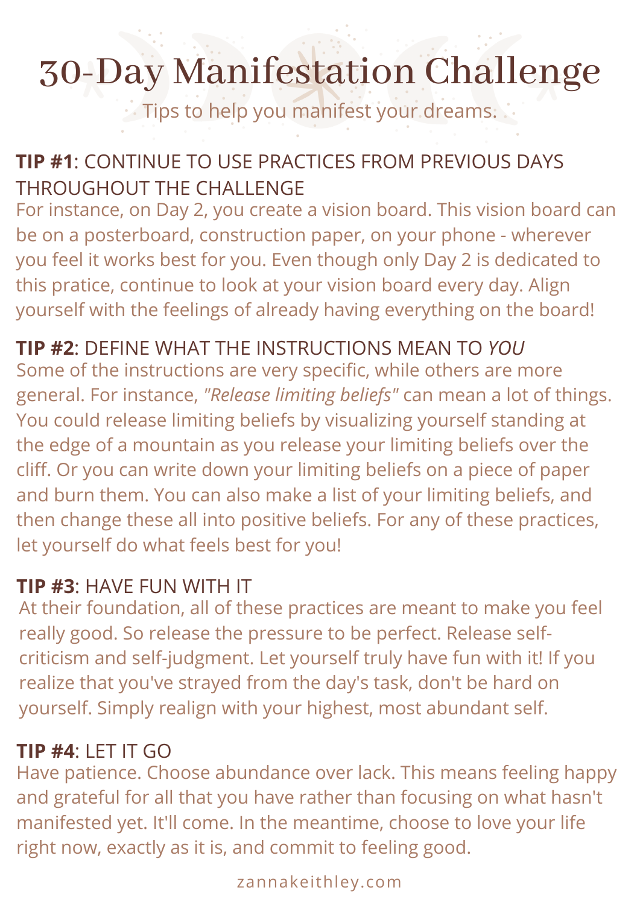# 30-Day Manifestation Challenge

Tips to help you manifest your dreams.

**TIP #1**: CONTINUE TO USE PRACTICES FROM PREVIOUS DAYS THROUGHOUT THE CHALLENGE

For instance, on Day 2, you create a vision board. This vision board can be on a posterboard, construction paper, on your phone - wherever you feel it works best for you. Even though only Day 2 is dedicated to this pratice, continue to look at your vision board every day. Align yourself with the feelings of already having everything on the board!

**TIP #2**: DEFINE WHAT THE INSTRUCTIONS MEAN TO *YOU*

Some of the instructions are very specific, while others are more general. For instance, *"Release limiting beliefs"* can mean a lot of things. You could release limiting beliefs by visualizing yourself standing at the edge of a mountain as you release your limiting beliefs over the cliff. Or you can write down your limiting beliefs on a piece of paper and burn them. You can also make a list of your limiting beliefs, and then change these all into positive beliefs. For any of these practices, let yourself do what feels best for you!

**TIP #3**: HAVE FUN WITH IT

At their foundation, all of these practices are meant to make you feel really good. So release the pressure to be perfect. Release self-criticism and self-judgment. Let yourself truly have fun with it! If you realize that you've strayed from the day's task, don't be hard on yourself. Simply realign with your highest, most abundant self.

**TIP #4**: LET IT GO

Have patience. Choose abundance over lack. This means feeling happy and grateful for all that you have rather than focusing on what hasn't manifested yet. It'll come. In the meantime, choose to love your life right now, exactly as it is, and commit to feeling good.

zannakeithley.com